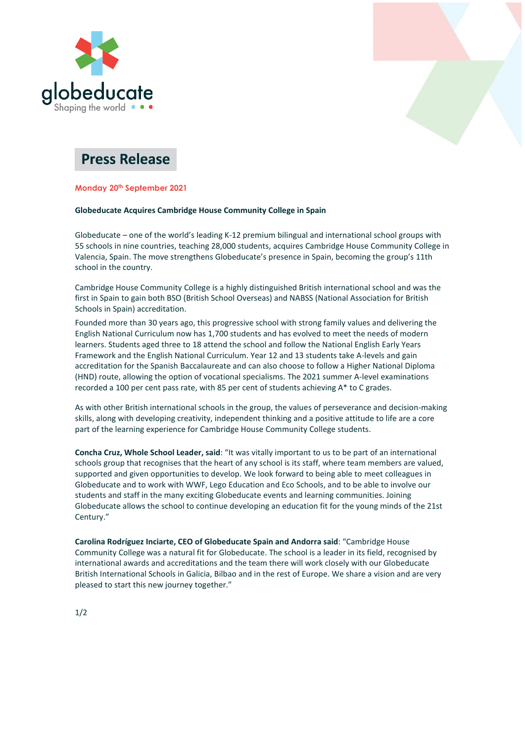globeducate
Shaping the world

# Press Release

**Monday 20th September 2021**

**Globeducate Acquires Cambridge House Community College in Spain**

Globeducate – one of the world's leading K-12 premium bilingual and international school groups with 55 schools in nine countries, teaching 28,000 students, acquires Cambridge House Community College in Valencia, Spain. The move strengthens Globeducate's presence in Spain, becoming the group's 11th school in the country.

Cambridge House Community College is a highly distinguished British international school and was the first in Spain to gain both BSO (British School Overseas) and NABSS (National Association for British Schools in Spain) accreditation.

Founded more than 30 years ago, this progressive school with strong family values and delivering the English National Curriculum now has 1,700 students and has evolved to meet the needs of modern learners. Students aged three to 18 attend the school and follow the National English Early Years Framework and the English National Curriculum. Year 12 and 13 students take A-levels and gain accreditation for the Spanish Baccalaureate and can also choose to follow a Higher National Diploma (HND) route, allowing the option of vocational specialisms. The 2021 summer A-level examinations recorded a 100 per cent pass rate, with 85 per cent of students achieving A* to C grades.

As with other British international schools in the group, the values of perseverance and decision-making skills, along with developing creativity, independent thinking and a positive attitude to life are a core part of the learning experience for Cambridge House Community College students.

**Concha Cruz, Whole School Leader, said**: "It was vitally important to us to be part of an international schools group that recognises that the heart of any school is its staff, where team members are valued, supported and given opportunities to develop. We look forward to being able to meet colleagues in Globeducate and to work with WWF, Lego Education and Eco Schools, and to be able to involve our students and staff in the many exciting Globeducate events and learning communities. Joining Globeducate allows the school to continue developing an education fit for the young minds of the 21st Century."

**Carolina Rodríguez Inciarte, CEO of Globeducate Spain and Andorra said**: "Cambridge House Community College was a natural fit for Globeducate. The school is a leader in its field, recognised by international awards and accreditations and the team there will work closely with our Globeducate British International Schools in Galicia, Bilbao and in the rest of Europe. We share a vision and are very pleased to start this new journey together."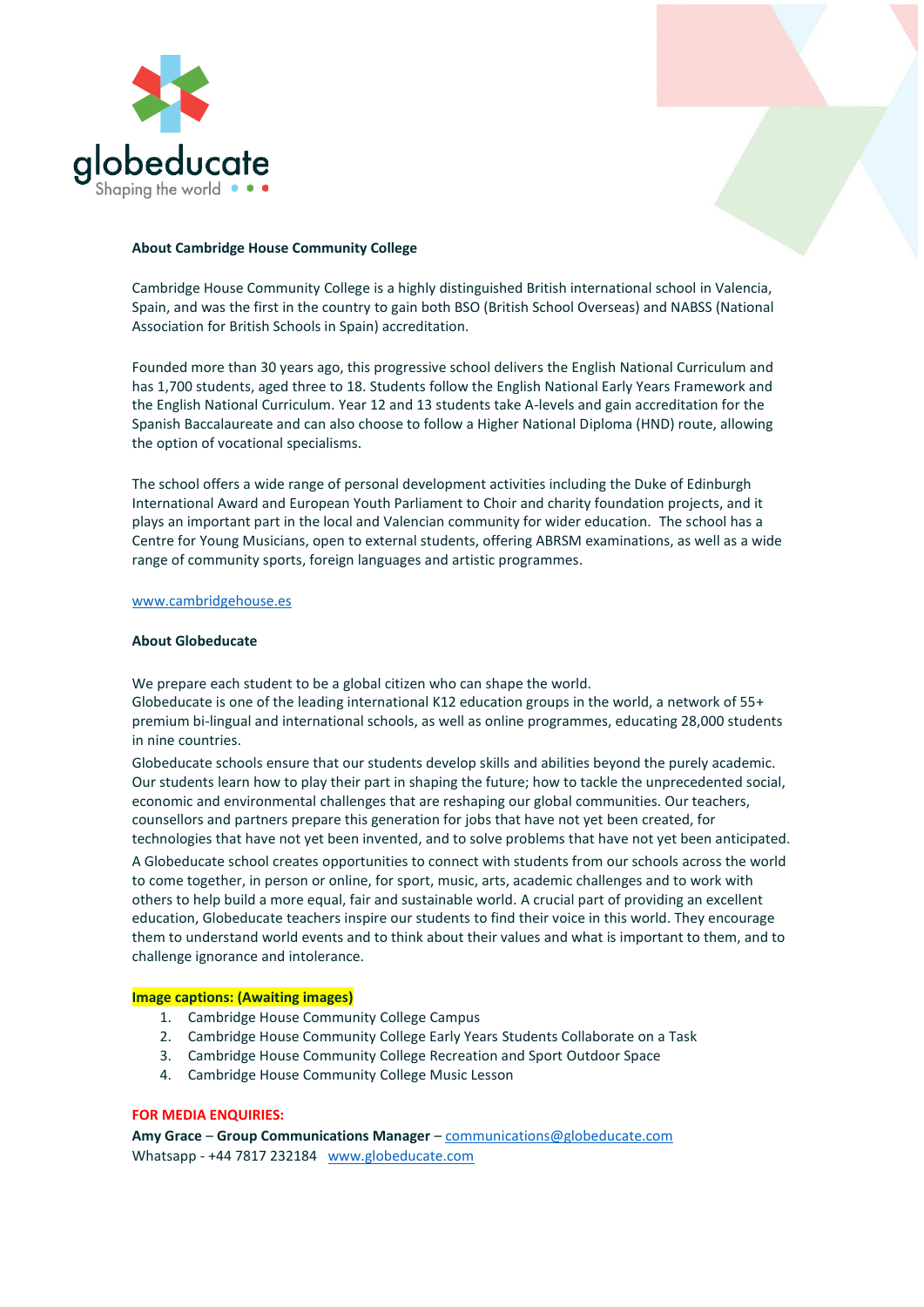**About Cambridge House Community College**

Cambridge House Community College is a highly distinguished British international school in Valencia, Spain, and was the first in the country to gain both BSO (British School Overseas) and NABSS (National Association for British Schools in Spain) accreditation.

Founded more than 30 years ago, this progressive school delivers the English National Curriculum and has 1,700 students, aged three to 18. Students follow the English National Early Years Framework and the English National Curriculum. Year 12 and 13 students take A-levels and gain accreditation for the Spanish Baccalaureate and can also choose to follow a Higher National Diploma (HND) route, allowing the option of vocational specialisms.

The school offers a wide range of personal development activities including the Duke of Edinburgh International Award and European Youth Parliament to Choir and charity foundation projects, and it plays an important part in the local and Valencian community for wider education. The school has a Centre for Young Musicians, open to external students, offering ABRSM examinations, as well as a wide range of community sports, foreign languages and artistic programmes.

www.cambridgehouse.es

**About Globeducate**

We prepare each student to be a global citizen who can shape the world.
Globeducate is one of the leading international K12 education groups in the world, a network of 55+ premium bi-lingual and international schools, as well as online programmes, educating 28,000 students in nine countries.

Globeducate schools ensure that our students develop skills and abilities beyond the purely academic. Our students learn how to play their part in shaping the future; how to tackle the unprecedented social, economic and environmental challenges that are reshaping our global communities. Our teachers, counsellors and partners prepare this generation for jobs that have not yet been created, for technologies that have not yet been invented, and to solve problems that have not yet been anticipated.

A Globeducate school creates opportunities to connect with students from our schools across the world to come together, in person or online, for sport, music, arts, academic challenges and to work with others to help build a more equal, fair and sustainable world. A crucial part of providing an excellent education, Globeducate teachers inspire our students to find their voice in this world. They encourage them to understand world events and to think about their values and what is important to them, and to challenge ignorance and intolerance.

**Image captions: (Awaiting images)**

1. Cambridge House Community College Campus
2. Cambridge House Community College Early Years Students Collaborate on a Task
3. Cambridge House Community College Recreation and Sport Outdoor Space
4. Cambridge House Community College Music Lesson

**FOR MEDIA ENQUIRIES:**

**Amy Grace** – **Group Communications Manager** – communications@globeducate.com
Whatsapp - +44 7817 232184 www.globeducate.com